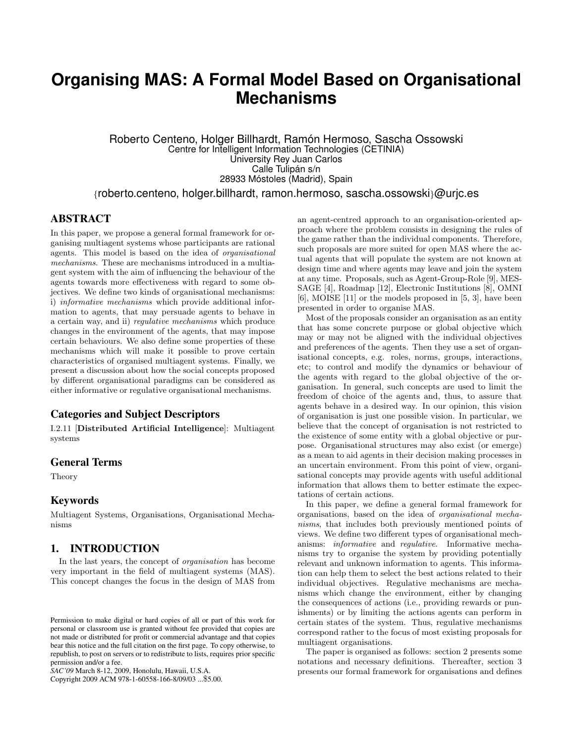# Organising MAS: A Formal Model Based on Organisational Mechanisms

Roberto Centeno, Holger Billhardt, Ramón Hermoso, Sascha Ossowski
Centre for Intelligent Information Technologies (CETINIA)
University Rey Juan Carlos
Calle Tulipán s/n
28933 Móstoles (Madrid), Spain
{roberto.centeno, holger.billhardt, ramon.hermoso, sascha.ossowski}@urjc.es

## ABSTRACT

In this paper, we propose a general formal framework for organising multiagent systems whose participants are rational agents. This model is based on the idea of *organisational mechanisms*. These are mechanisms introduced in a multiagent system with the aim of influencing the behaviour of the agents towards more effectiveness with regard to some objectives. We define two kinds of organisational mechanisms: i) *informative mechanisms* which provide additional information to agents, that may persuade agents to behave in a certain way, and ii) *regulative mechanisms* which produce changes in the environment of the agents, that may impose certain behaviours. We also define some properties of these mechanisms which will make it possible to prove certain characteristics of organised multiagent systems. Finally, we present a discussion about how the social concepts proposed by different organisational paradigms can be considered as either informative or regulative organisational mechanisms.

### Categories and Subject Descriptors

I.2.11 [**Distributed Artificial Intelligence**]: Multiagent systems

### General Terms

Theory

### Keywords

Multiagent Systems, Organisations, Organisational Mechanisms

## 1. INTRODUCTION

In the last years, the concept of *organisation* has become very important in the field of multiagent systems (MAS). This concept changes the focus in the design of MAS from an agent-centred approach to an organisation-oriented approach where the problem consists in designing the rules of the game rather than the individual components. Therefore, such proposals are more suited for open MAS where the actual agents that will populate the system are not known at design time and where agents may leave and join the system at any time. Proposals, such as Agent-Group-Role [9], MESSAGE [4], Roadmap [12], Electronic Institutions [8], OMNI [6], MOISE [11] or the models proposed in [5, 3], have been presented in order to organise MAS.

Most of the proposals consider an organisation as an entity that has some concrete purpose or global objective which may or may not be aligned with the individual objectives and preferences of the agents. Then they use a set of organisational concepts, e.g. roles, norms, groups, interactions, etc; to control and modify the dynamics or behaviour of the agents with regard to the global objective of the organisation. In general, such concepts are used to limit the freedom of choice of the agents and, thus, to assure that agents behave in a desired way. In our opinion, this vision of organisation is just one possible vision. In particular, we believe that the concept of organisation is not restricted to the existence of some entity with a global objective or purpose. Organisational structures may also exist (or emerge) as a mean to aid agents in their decision making processes in an uncertain environment. From this point of view, organisational concepts may provide agents with useful additional information that allows them to better estimate the expectations of certain actions.

In this paper, we define a general formal framework for organisations, based on the idea of *organisational mechanisms*, that includes both previously mentioned points of views. We define two different types of organisational mechanisms: *informative* and *regulative*. Informative mechanisms try to organise the system by providing potentially relevant and unknown information to agents. This information can help them to select the best actions related to their individual objectives. Regulative mechanisms are mechanisms which change the environment, either by changing the consequences of actions (i.e., providing rewards or punishments) or by limiting the actions agents can perform in certain states of the system. Thus, regulative mechanisms correspond rather to the focus of most existing proposals for multiagent organisations.

The paper is organised as follows: section 2 presents some notations and necessary definitions. Thereafter, section 3 presents our formal framework for organisations and defines

Permission to make digital or hard copies of all or part of this work for personal or classroom use is granted without fee provided that copies are not made or distributed for profit or commercial advantage and that copies bear this notice and the full citation on the first page. To copy otherwise, to republish, to post on servers or to redistribute to lists, requires prior specific permission and/or a fee.
*SAC'09* March 8-12, 2009, Honolulu, Hawaii, U.S.A.
Copyright 2009 ACM 978-1-60558-166-8/09/03 ...$5.00.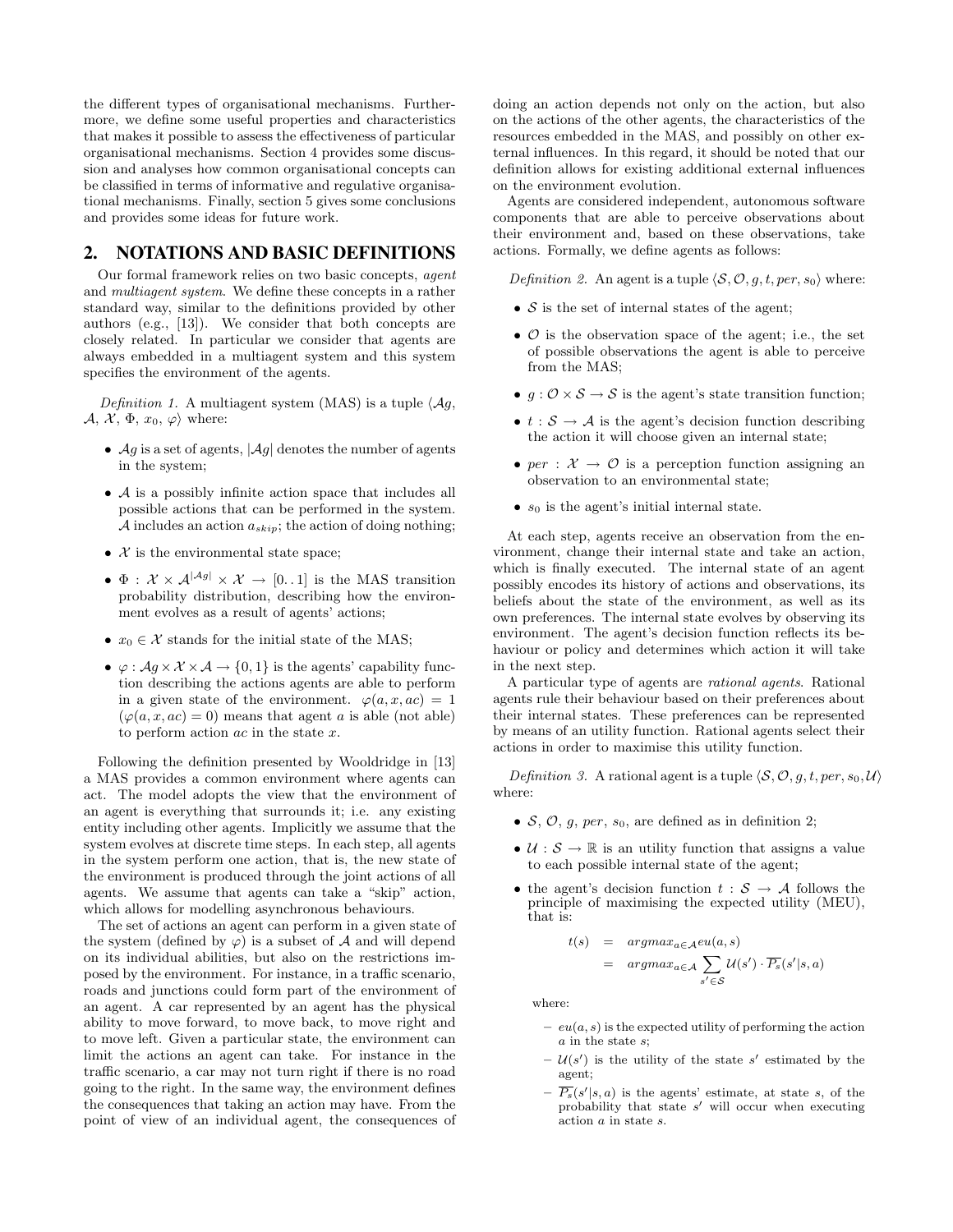the different types of organisational mechanisms. Furthermore, we define some useful properties and characteristics that makes it possible to assess the effectiveness of particular organisational mechanisms. Section 4 provides some discussion and analyses how common organisational concepts can be classified in terms of informative and regulative organisational mechanisms. Finally, section 5 gives some conclusions and provides some ideas for future work.

## 2. NOTATIONS AND BASIC DEFINITIONS

Our formal framework relies on two basic concepts, *agent* and *multiagent system*. We define these concepts in a rather standard way, similar to the definitions provided by other authors (e.g., [13]). We consider that both concepts are closely related. In particular we consider that agents are always embedded in a multiagent system and this system specifies the environment of the agents.

*Definition 1.* A multiagent system (MAS) is a tuple $\langle \mathcal{A}g, \mathcal{A}, \mathcal{X}, \Phi, x_0, \varphi \rangle$ where:

- $\mathcal{A}g$ is a set of agents, $|\mathcal{A}g|$ denotes the number of agents in the system;
- $\mathcal{A}$ is a possibly infinite action space that includes all possible actions that can be performed in the system. $\mathcal{A}$ includes an action $a_{skip}$; the action of doing nothing;
- $\mathcal{X}$ is the environmental state space;
- $\Phi : \mathcal{X} \times \mathcal{A}^{|\mathcal{A}g|} \times \mathcal{X} \rightarrow [0..1]$ is the MAS transition probability distribution, describing how the environment evolves as a result of agents' actions;
- $x_0 \in \mathcal{X}$ stands for the initial state of the MAS;
- $\varphi : \mathcal{A}g \times \mathcal{X} \times \mathcal{A} \rightarrow \{0, 1\}$ is the agents' capability function describing the actions agents are able to perform in a given state of the environment. $\varphi(a, x, ac) = 1$ ($\varphi(a, x, ac) = 0$) means that agent $a$ is able (not able) to perform action $ac$ in the state $x$.

Following the definition presented by Wooldridge in [13] a MAS provides a common environment where agents can act. The model adopts the view that the environment of an agent is everything that surrounds it; i.e. any existing entity including other agents. Implicitly we assume that the system evolves at discrete time steps. In each step, all agents in the system perform one action, that is, the new state of the environment is produced through the joint actions of all agents. We assume that agents can take a "skip" action, which allows for modelling asynchronous behaviours.

The set of actions an agent can perform in a given state of the system (defined by $\varphi$) is a subset of $\mathcal{A}$ and will depend on its individual abilities, but also on the restrictions imposed by the environment. For instance, in a traffic scenario, roads and junctions could form part of the environment of an agent. A car represented by an agent has the physical ability to move forward, to move back, to move right and to move left. Given a particular state, the environment can limit the actions an agent can take. For instance in the traffic scenario, a car may not turn right if there is no road going to the right. In the same way, the environment defines the consequences that taking an action may have. From the point of view of an individual agent, the consequences of doing an action depends not only on the action, but also on the actions of the other agents, the characteristics of the resources embedded in the MAS, and possibly on other external influences. In this regard, it should be noted that our definition allows for existing additional external influences on the environment evolution.

Agents are considered independent, autonomous software components that are able to perceive observations about their environment and, based on these observations, take actions. Formally, we define agents as follows:

*Definition 2.* An agent is a tuple $\langle \mathcal{S}, \mathcal{O}, g, t, per, s_0 \rangle$ where:

- $\mathcal{S}$ is the set of internal states of the agent;
- $\mathcal{O}$ is the observation space of the agent; i.e., the set of possible observations the agent is able to perceive from the MAS;
- $g : \mathcal{O} \times \mathcal{S} \rightarrow \mathcal{S}$ is the agent's state transition function;
- $t : \mathcal{S} \rightarrow \mathcal{A}$ is the agent's decision function describing the action it will choose given an internal state;
- $per : \mathcal{X} \rightarrow \mathcal{O}$ is a perception function assigning an observation to an environmental state;
- $s_0$ is the agent's initial internal state.

At each step, agents receive an observation from the environment, change their internal state and take an action, which is finally executed. The internal state of an agent possibly encodes its history of actions and observations, its beliefs about the state of the environment, as well as its own preferences. The internal state evolves by observing its environment. The agent's decision function reflects its behaviour or policy and determines which action it will take in the next step.

A particular type of agents are *rational agents*. Rational agents rule their behaviour based on their preferences about their internal states. These preferences can be represented by means of an utility function. Rational agents select their actions in order to maximise this utility function.

*Definition 3.* A rational agent is a tuple $\langle \mathcal{S}, \mathcal{O}, g, t, per, s_0, \mathcal{U} \rangle$ where:

- $\mathcal{S}$, $\mathcal{O}$, $g$, $per$, $s_0$, are defined as in definition 2;
- $\mathcal{U} : \mathcal{S} \rightarrow \mathbb{R}$ is an utility function that assigns a value to each possible internal state of the agent;
- the agent's decision function $t : \mathcal{S} \rightarrow \mathcal{A}$ follows the principle of maximising the expected utility (MEU), that is:

$$
\begin{aligned}
t(s) &= argmax_{a \in \mathcal{A}} eu(a, s) \\
&= argmax_{a \in \mathcal{A}} \sum_{s' \in \mathcal{S}} \mathcal{U}(s') \cdot \overline{P_s}(s'|s, a)
\end{aligned}
$$

where:

  - $eu(a, s)$ is the expected utility of performing the action $a$ in the state $s$;
  - $\mathcal{U}(s')$ is the utility of the state $s'$ estimated by the agent;
  - $\overline{P_s}(s'|s, a)$ is the agents' estimate, at state $s$, of the probability that state $s'$ will occur when executing action $a$ in state $s$.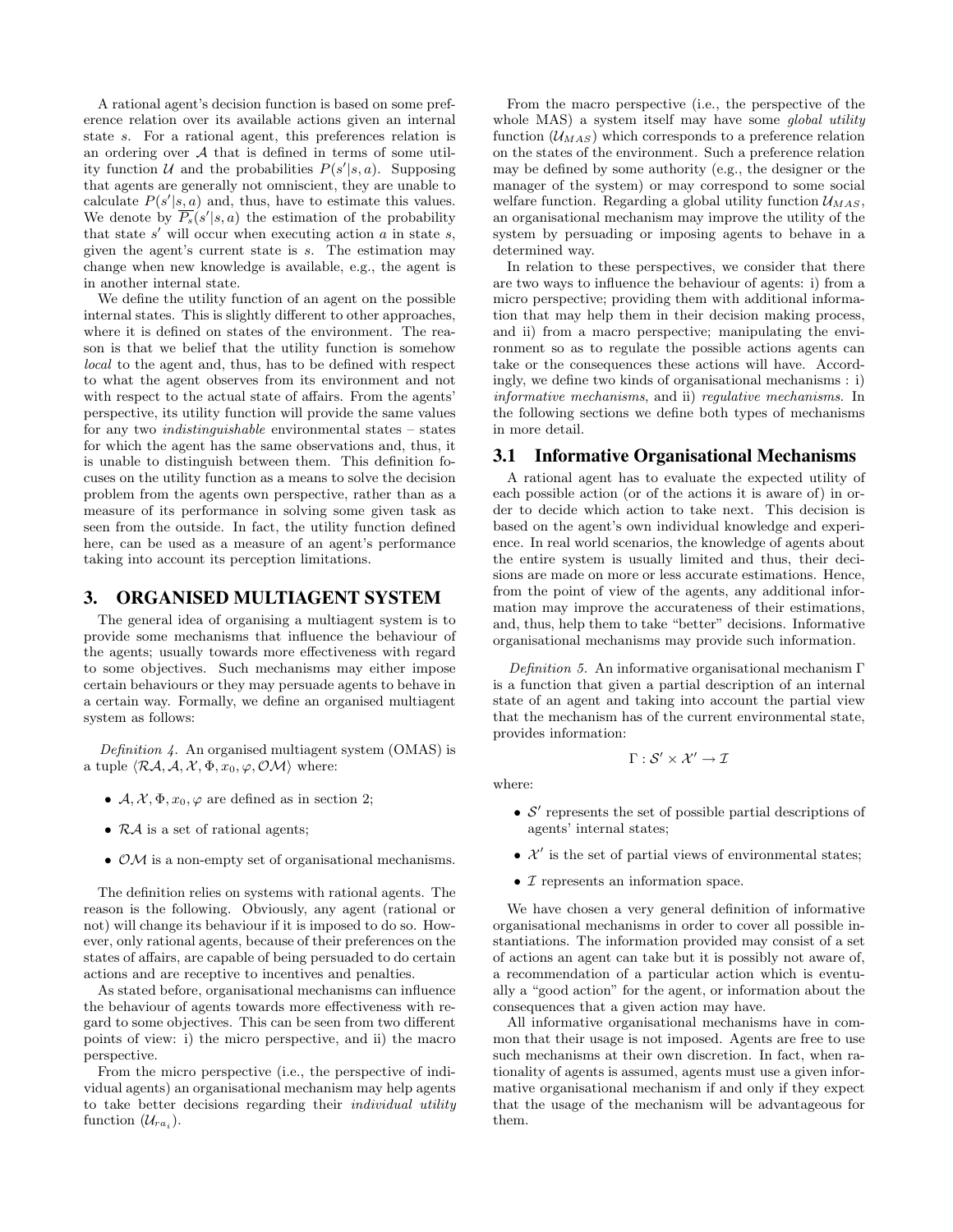A rational agent's decision function is based on some preference relation over its available actions given an internal state $s$. For a rational agent, this preferences relation is an ordering over $\mathcal{A}$ that is defined in terms of some utility function $\mathcal{U}$ and the probabilities $P(s'|s,a)$. Supposing that agents are generally not omniscient, they are unable to calculate $P(s'|s,a)$ and, thus, have to estimate this values. We denote by $\overline{P_s}(s'|s,a)$ the estimation of the probability that state $s'$ will occur when executing action $a$ in state $s$, given the agent's current state is $s$. The estimation may change when new knowledge is available, e.g., the agent is in another internal state.

We define the utility function of an agent on the possible internal states. This is slightly different to other approaches, where it is defined on states of the environment. The reason is that we belief that the utility function is somehow *local* to the agent and, thus, has to be defined with respect to what the agent observes from its environment and not with respect to the actual state of affairs. From the agents' perspective, its utility function will provide the same values for any two *indistinguishable* environmental states – states for which the agent has the same observations and, thus, it is unable to distinguish between them. This definition focuses on the utility function as a means to solve the decision problem from the agents own perspective, rather than as a measure of its performance in solving some given task as seen from the outside. In fact, the utility function defined here, can be used as a measure of an agent's performance taking into account its perception limitations.

## 3. ORGANISED MULTIAGENT SYSTEM

The general idea of organising a multiagent system is to provide some mechanisms that influence the behaviour of the agents; usually towards more effectiveness with regard to some objectives. Such mechanisms may either impose certain behaviours or they may persuade agents to behave in a certain way. Formally, we define an organised multiagent system as follows:

*Definition 4.* An organised multiagent system (OMAS) is a tuple $\langle \mathcal{RA}, \mathcal{A}, \mathcal{X}, \Phi, x_0, \varphi, \mathcal{OM} \rangle$ where:

- $\mathcal{A}, \mathcal{X}, \Phi, x_0, \varphi$ are defined as in section 2;
- $\mathcal{RA}$ is a set of rational agents;
- $\mathcal{OM}$ is a non-empty set of organisational mechanisms.

The definition relies on systems with rational agents. The reason is the following. Obviously, any agent (rational or not) will change its behaviour if it is imposed to do so. However, only rational agents, because of their preferences on the states of affairs, are capable of being persuaded to do certain actions and are receptive to incentives and penalties.

As stated before, organisational mechanisms can influence the behaviour of agents towards more effectiveness with regard to some objectives. This can be seen from two different points of view: i) the micro perspective, and ii) the macro perspective.

From the micro perspective (i.e., the perspective of individual agents) an organisational mechanism may help agents to take better decisions regarding their *individual utility* function ($\mathcal{U}_{ra_i}$).

From the macro perspective (i.e., the perspective of the whole MAS) a system itself may have some *global utility* function ($\mathcal{U}_{MAS}$) which corresponds to a preference relation on the states of the environment. Such a preference relation may be defined by some authority (e.g., the designer or the manager of the system) or may correspond to some social welfare function. Regarding a global utility function $\mathcal{U}_{MAS}$, an organisational mechanism may improve the utility of the system by persuading or imposing agents to behave in a determined way.

In relation to these perspectives, we consider that there are two ways to influence the behaviour of agents: i) from a micro perspective; providing them with additional information that may help them in their decision making process, and ii) from a macro perspective; manipulating the environment so as to regulate the possible actions agents can take or the consequences these actions will have. Accordingly, we define two kinds of organisational mechanisms : i) *informative mechanisms*, and ii) *regulative mechanisms*. In the following sections we define both types of mechanisms in more detail.

### 3.1 Informative Organisational Mechanisms

A rational agent has to evaluate the expected utility of each possible action (or of the actions it is aware of) in order to decide which action to take next. This decision is based on the agent's own individual knowledge and experience. In real world scenarios, the knowledge of agents about the entire system is usually limited and thus, their decisions are made on more or less accurate estimations. Hence, from the point of view of the agents, any additional information may improve the accurateness of their estimations, and, thus, help them to take "better" decisions. Informative organisational mechanisms may provide such information.

*Definition 5.* An informative organisational mechanism $\Gamma$ is a function that given a partial description of an internal state of an agent and taking into account the partial view that the mechanism has of the current environmental state, provides information:

$$\Gamma : \mathcal{S}' \times \mathcal{X}' \to \mathcal{I}$$

where:

- $\mathcal{S}'$ represents the set of possible partial descriptions of agents' internal states;
- $\mathcal{X}'$ is the set of partial views of environmental states;
- $\mathcal{I}$ represents an information space.

We have chosen a very general definition of informative organisational mechanisms in order to cover all possible instantiations. The information provided may consist of a set of actions an agent can take but it is possibly not aware of, a recommendation of a particular action which is eventually a "good action" for the agent, or information about the consequences that a given action may have.

All informative organisational mechanisms have in common that their usage is not imposed. Agents are free to use such mechanisms at their own discretion. In fact, when rationality of agents is assumed, agents must use a given informative organisational mechanism if and only if they expect that the usage of the mechanism will be advantageous for them.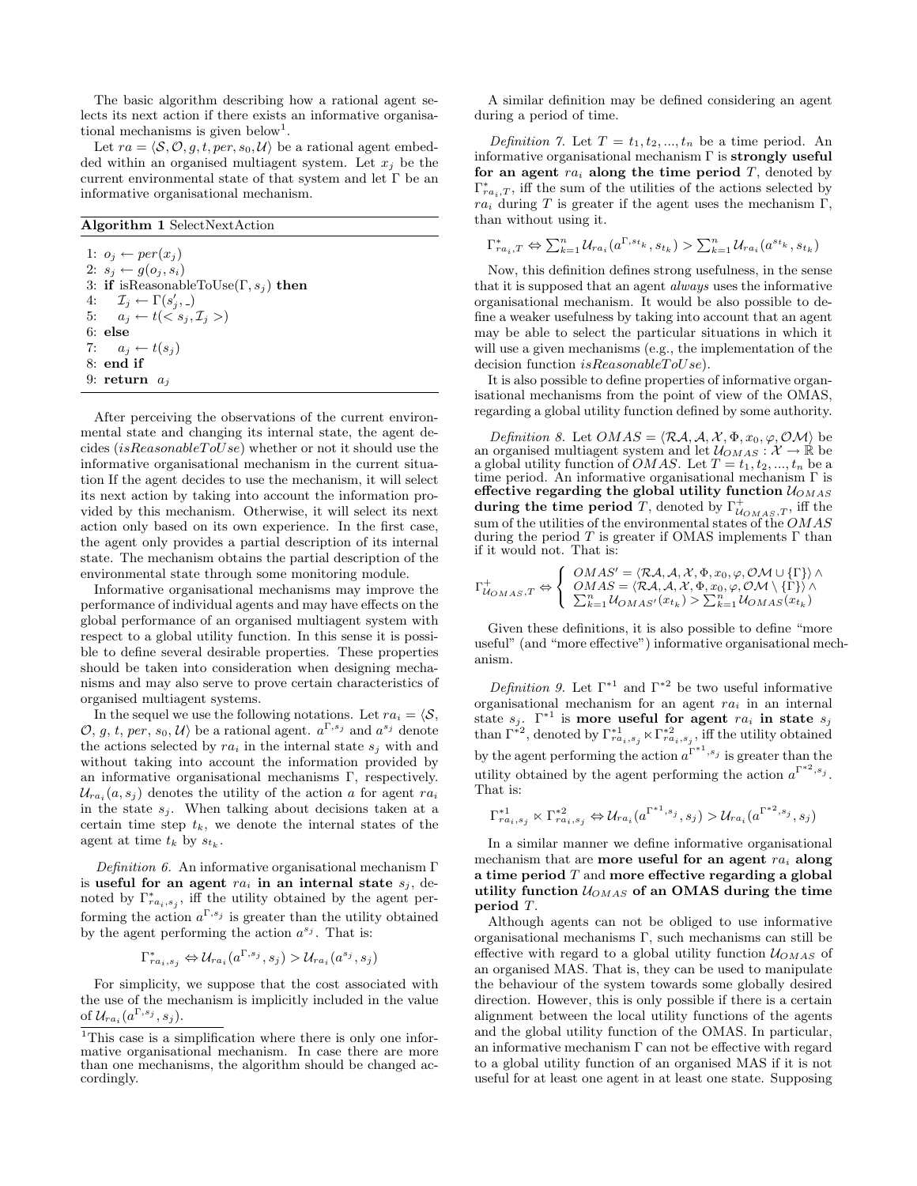The basic algorithm describing how a rational agent selects its next action if there exists an informative organisational mechanisms is given below[1].

Let $ra = \langle \mathcal{S}, \mathcal{O}, g, t, per, s_0, \mathcal{U} \rangle$ be a rational agent embedded within an organised multiagent system. Let $x_j$ be the current environmental state of that system and let $\Gamma$ be an informative organisational mechanism.

**Algorithm 1** SelectNextAction

```
1: o_j ← per(x_j)
2: s_j ← g(o_j, s_i)
3: if isReasonableToUse(Γ, s_j) then
4:    I_j ← Γ(s'_j, _)
5:    a_j ← t(< s_j, I_j >)
6: else
7:    a_j ← t(s_j)
8: end if
9: return a_j
```

After perceiving the observations of the current environmental state and changing its internal state, the agent decides (*isReasonableToUse*) whether or not it should use the informative organisational mechanism in the current situation If the agent decides to use the mechanism, it will select its next action by taking into account the information provided by this mechanism. Otherwise, it will select its next action only based on its own experience. In the first case, the agent only provides a partial description of its internal state. The mechanism obtains the partial description of the environmental state through some monitoring module.

Informative organisational mechanisms may improve the performance of individual agents and may have effects on the global performance of an organised multiagent system with respect to a global utility function. In this sense it is possible to define several desirable properties. These properties should be taken into consideration when designing mechanisms and may also serve to prove certain characteristics of organised multiagent systems.

In the sequel we use the following notations. Let $ra_i = \langle \mathcal{S}, \mathcal{O}, g, t, per, s_0, \mathcal{U} \rangle$ be a rational agent. $a^{\Gamma,s_j}$ and $a^{s_j}$ denote the actions selected by $ra_i$ in the internal state $s_j$ with and without taking into account the information provided by an informative organisational mechanisms $\Gamma$, respectively. $\mathcal{U}_{ra_i}(a, s_j)$ denotes the utility of the action $a$ for agent $ra_i$ in the state $s_j$. When talking about decisions taken at a certain time step $t_k$, we denote the internal states of the agent at time $t_k$ by $s_{t_k}$.

*Definition 6.* An informative organisational mechanism $\Gamma$ is **useful for an agent** $ra_i$ **in an internal state** $s_j$, denoted by $\Gamma^*_{ra_i,s_j}$, iff the utility obtained by the agent performing the action $a^{\Gamma,s_j}$ is greater than the utility obtained by the agent performing the action $a^{s_j}$. That is:

$$\Gamma^*_{ra_i,s_j} \Leftrightarrow \mathcal{U}_{ra_i}(a^{\Gamma,s_j}, s_j) > \mathcal{U}_{ra_i}(a^{s_j}, s_j)$$

For simplicity, we suppose that the cost associated with the use of the mechanism is implicitly included in the value of $\mathcal{U}_{ra_i}(a^{\Gamma,s_j}, s_j)$.

[1] This case is a simplification where there is only one informative organisational mechanism. In case there are more than one mechanisms, the algorithm should be changed accordingly.

A similar definition may be defined considering an agent during a period of time.

*Definition 7.* Let $T = t_1, t_2, ..., t_n$ be a time period. An informative organisational mechanism $\Gamma$ is **strongly useful for an agent** $ra_i$ **along the time period** $T$, denoted by $\Gamma^*_{ra_i,T}$, iff the sum of the utilities of the actions selected by $ra_i$ during $T$ is greater if the agent uses the mechanism $\Gamma$, than without using it.

$$\Gamma^*_{ra_i,T} \Leftrightarrow \sum_{k=1}^{n} \mathcal{U}_{ra_i}(a^{\Gamma,s_{t_k}}, s_{t_k}) > \sum_{k=1}^{n} \mathcal{U}_{ra_i}(a^{s_{t_k}}, s_{t_k})$$

Now, this definition defines strong usefulness, in the sense that it is supposed that an agent *always* uses the informative organisational mechanism. It would be also possible to define a weaker usefulness by taking into account that an agent may be able to select the particular situations in which it will use a given mechanisms (e.g., the implementation of the decision function *isReasonableToUse*).

It is also possible to define properties of informative organisational mechanisms from the point of view of the OMAS, regarding a global utility function defined by some authority.

*Definition 8.* Let $OMAS = \langle \mathcal{RA}, \mathcal{A}, \mathcal{X}, \Phi, x_0, \varphi, \mathcal{OM} \rangle$ be an organised multiagent system and let $\mathcal{U}_{OMAS} : \mathcal{X} \to \mathbb{R}$ be a global utility function of $OMAS$. Let $T = t_1, t_2, ..., t_n$ be a time period. An informative organisational mechanism $\Gamma$ is **effective regarding the global utility function** $\mathcal{U}_{OMAS}$ **during the time period** $T$, denoted by $\Gamma^+_{\mathcal{U}_{OMAS},T}$, iff the sum of the utilities of the environmental states of the $OMAS$ during the period $T$ is greater if OMAS implements $\Gamma$ than if it would not. That is:

$$\Gamma^+_{\mathcal{U}_{OMAS},T} \Leftrightarrow \begin{cases} OMAS' = \langle \mathcal{RA}, \mathcal{A}, \mathcal{X}, \Phi, x_0, \varphi, \mathcal{OM} \cup \{\Gamma\} \rangle \wedge \\ OMAS = \langle \mathcal{RA}, \mathcal{A}, \mathcal{X}, \Phi, x_0, \varphi, \mathcal{OM} \setminus \{\Gamma\} \rangle \wedge \\ \sum_{k=1}^{n} \mathcal{U}_{OMAS'}(x_{t_k}) > \sum_{k=1}^{n} \mathcal{U}_{OMAS}(x_{t_k}) \end{cases}$$

Given these definitions, it is also possible to define "more useful" (and "more effective") informative organisational mechanism.

*Definition 9.* Let $\Gamma^{*1}$ and $\Gamma^{*2}$ be two useful informative organisational mechanism for an agent $ra_i$ in an internal state $s_j$. $\Gamma^{*1}$ is **more useful for agent** $ra_i$ **in state** $s_j$ than $\Gamma^{*2}$, denoted by $\Gamma^{*1}_{ra_i,s_j} \ltimes \Gamma^{*2}_{ra_i,s_j}$, iff the utility obtained by the agent performing the action $a^{\Gamma^{*1},s_j}$ is greater than the utility obtained by the agent performing the action $a^{\Gamma^{*2},s_j}$. That is:

$$\Gamma^{*1}_{ra_i,s_j} \ltimes \Gamma^{*2}_{ra_i,s_j} \Leftrightarrow \mathcal{U}_{ra_i}(a^{\Gamma^{*1},s_j}, s_j) > \mathcal{U}_{ra_i}(a^{\Gamma^{*2},s_j}, s_j)$$

In a similar manner we define informative organisational mechanism that are **more useful for an agent** $ra_i$ **along a time period** $T$ and **more effective regarding a global utility function** $\mathcal{U}_{OMAS}$ **of an OMAS during the time period** $T$.

Although agents can not be obliged to use informative organisational mechanisms $\Gamma$, such mechanisms can still be effective with regard to a global utility function $\mathcal{U}_{OMAS}$ of an organised MAS. That is, they can be used to manipulate the behaviour of the system towards some globally desired direction. However, this is only possible if there is a certain alignment between the local utility functions of the agents and the global utility function of the OMAS. In particular, an informative mechanism $\Gamma$ can not be effective with regard to a global utility function of an organised MAS if it is not useful for at least one agent in at least one state. Supposing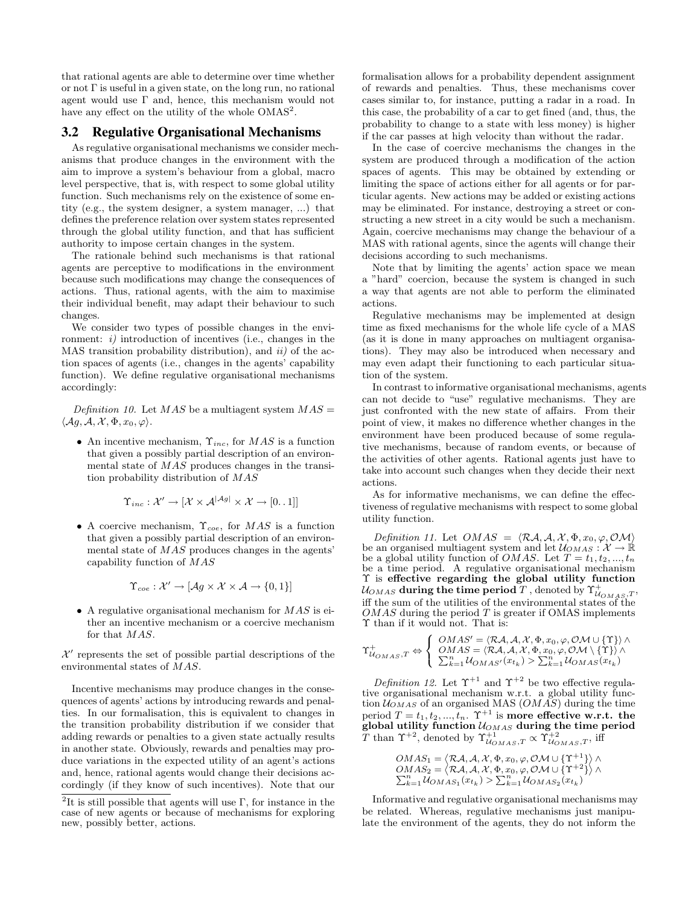that rational agents are able to determine over time whether or not $\Gamma$ is useful in a given state, on the long run, no rational agent would use $\Gamma$ and, hence, this mechanism would not have any effect on the utility of the whole OMAS[2].

## 3.2 Regulative Organisational Mechanisms

As regulative organisational mechanisms we consider mechanisms that produce changes in the environment with the aim to improve a system's behaviour from a global, macro level perspective, that is, with respect to some global utility function. Such mechanisms rely on the existence of some entity (e.g., the system designer, a system manager, ...) that defines the preference relation over system states represented through the global utility function, and that has sufficient authority to impose certain changes in the system.

The rationale behind such mechanisms is that rational agents are perceptive to modifications in the environment because such modifications may change the consequences of actions. Thus, rational agents, with the aim to maximise their individual benefit, may adapt their behaviour to such changes.

We consider two types of possible changes in the environment: *i)* introduction of incentives (i.e., changes in the MAS transition probability distribution), and *ii)* of the action spaces of agents (i.e., changes in the agents' capability function). We define regulative organisational mechanisms accordingly:

*Definition 10.* Let $MAS$ be a multiagent system $MAS = \langle \mathcal{A}g, \mathcal{A}, \mathcal{X}, \Phi, x_0, \varphi \rangle$.

- An incentive mechanism, $\Upsilon_{inc}$, for $MAS$ is a function that given a possibly partial description of an environmental state of $MAS$ produces changes in the transition probability distribution of $MAS$

$$\Upsilon_{inc} : \mathcal{X}' \rightarrow [\mathcal{X} \times \mathcal{A}^{|\mathcal{A}g|} \times \mathcal{X} \rightarrow [0..1]]$$

- A coercive mechanism, $\Upsilon_{coe}$, for $MAS$ is a function that given a possibly partial description of an environmental state of $MAS$ produces changes in the agents' capability function of $MAS$

$$\Upsilon_{coe} : \mathcal{X}' \rightarrow [\mathcal{A}g \times \mathcal{X} \times \mathcal{A} \rightarrow \{0, 1\}]$$

- A regulative organisational mechanism for $MAS$ is either an incentive mechanism or a coercive mechanism for that $MAS$.

$\mathcal{X}'$ represents the set of possible partial descriptions of the environmental states of $MAS$.

Incentive mechanisms may produce changes in the consequences of agents' actions by introducing rewards and penalties. In our formalisation, this is equivalent to changes in the transition probability distribution if we consider that adding rewards or penalties to a given state actually results in another state. Obviously, rewards and penalties may produce variations in the expected utility of an agent's actions and, hence, rational agents would change their decisions accordingly (if they know of such incentives). Note that our formalisation allows for a probability dependent assignment of rewards and penalties. Thus, these mechanisms cover cases similar to, for instance, putting a radar in a road. In this case, the probability of a car to get fined (and, thus, the probability to change to a state with less money) is higher if the car passes at high velocity than without the radar.

In the case of coercive mechanisms the changes in the system are produced through a modification of the action spaces of agents. This may be obtained by extending or limiting the space of actions either for all agents or for particular agents. New actions may be added or existing actions may be eliminated. For instance, destroying a street or constructing a new street in a city would be such a mechanism. Again, coercive mechanisms may change the behaviour of a MAS with rational agents, since the agents will change their decisions according to such mechanisms.

Note that by limiting the agents' action space we mean a "hard" coercion, because the system is changed in such a way that agents are not able to perform the eliminated actions.

Regulative mechanisms may be implemented at design time as fixed mechanisms for the whole life cycle of a MAS (as it is done in many approaches on multiagent organisations). They may also be introduced when necessary and may even adapt their functioning to each particular situation of the system.

In contrast to informative organisational mechanisms, agents can not decide to "use" regulative mechanisms. They are just confronted with the new state of affairs. From their point of view, it makes no difference whether changes in the environment have been produced because of some regulative mechanisms, because of random events, or because of the activities of other agents. Rational agents just have to take into account such changes when they decide their next actions.

As for informative mechanisms, we can define the effectiveness of regulative mechanisms with respect to some global utility function.

*Definition 11.* Let $OMAS = \langle \mathcal{RA}, \mathcal{A}, \mathcal{X}, \Phi, x_0, \varphi, \mathcal{OM} \rangle$ be an organised multiagent system and let $\mathcal{U}_{OMAS} : \mathcal{X} \rightarrow \mathbb{R}$ be a global utility function of $OMAS$. Let $T = t_1, t_2, ..., t_n$ be a time period. A regulative organisational mechanism $\Upsilon$ is **effective regarding the global utility function $\mathcal{U}_{OMAS}$ during the time period** $T$, denoted by $\Upsilon^{+}_{\mathcal{U}_{OMAS},T}$, iff the sum of the utilities of the environmental states of the $OMAS$ during the period $T$ is greater if OMAS implements $\Upsilon$ than if it would not. That is:

$$\Upsilon^{+}_{\mathcal{U}_{OMAS},T} \Leftrightarrow \begin{cases} OMAS' = \langle \mathcal{RA}, \mathcal{A}, \mathcal{X}, \Phi, x_0, \varphi, \mathcal{OM} \cup \{\Upsilon\} \rangle \wedge \\ OMAS = \langle \mathcal{RA}, \mathcal{A}, \mathcal{X}, \Phi, x_0, \varphi, \mathcal{OM} \setminus \{\Upsilon\} \rangle \wedge \\ \sum_{k=1}^{n} \mathcal{U}_{OMAS'}(x_{t_k}) > \sum_{k=1}^{n} \mathcal{U}_{OMAS}(x_{t_k}) \end{cases}$$

*Definition 12.* Let $\Upsilon^{+1}$ and $\Upsilon^{+2}$ be two effective regulative organisational mechanism w.r.t. a global utility function $\mathcal{U}_{OMAS}$ of an organised MAS ($OMAS$) during the time period $T = t_1, t_2, ..., t_n$. $\Upsilon^{+1}$ is **more effective w.r.t. the global utility function $\mathcal{U}_{OMAS}$ during the time period** $T$ than $\Upsilon^{+2}$, denoted by $\Upsilon^{+1}_{\mathcal{U}_{OMAS},T} \propto \Upsilon^{+2}_{\mathcal{U}_{OMAS},T}$, iff

$$\begin{array}{l} OMAS_1 = \langle \mathcal{RA}, \mathcal{A}, \mathcal{X}, \Phi, x_0, \varphi, \mathcal{OM} \cup \{\Upsilon^{+1}\} \rangle \wedge \\ OMAS_2 = \langle \mathcal{RA}, \mathcal{A}, \mathcal{X}, \Phi, x_0, \varphi, \mathcal{OM} \cup \{\Upsilon^{+2}\} \rangle \wedge \\ \sum_{k=1}^{n} \mathcal{U}_{OMAS_1}(x_{t_k}) > \sum_{k=1}^{n} \mathcal{U}_{OMAS_2}(x_{t_k}) \end{array}$$

Informative and regulative organisational mechanisms may be related. Whereas, regulative mechanisms just manipulate the environment of the agents, they do not inform the

[2]It is still possible that agents will use $\Gamma$, for instance in the case of new agents or because of mechanisms for exploring new, possibly better, actions.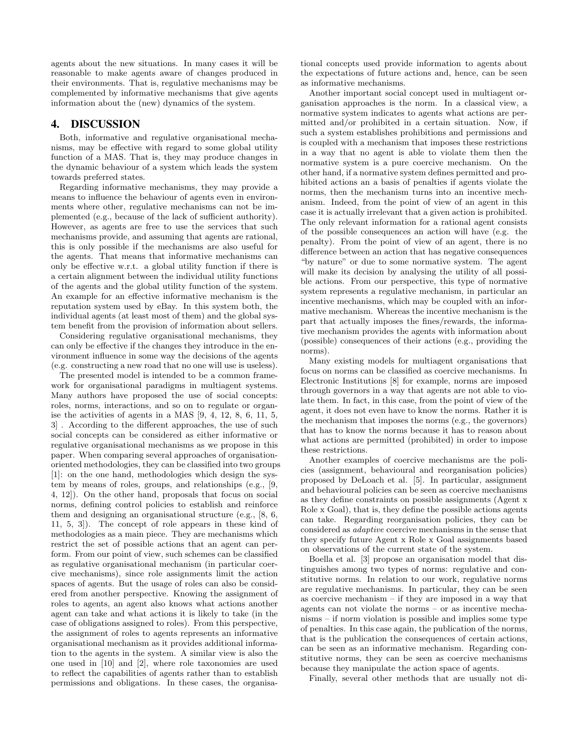agents about the new situations. In many cases it will be reasonable to make agents aware of changes produced in their environments. That is, regulative mechanisms may be complemented by informative mechanisms that give agents information about the (new) dynamics of the system.

## 4. DISCUSSION

Both, informative and regulative organisational mechanisms, may be effective with regard to some global utility function of a MAS. That is, they may produce changes in the dynamic behaviour of a system which leads the system towards preferred states.

Regarding informative mechanisms, they may provide a means to influence the behaviour of agents even in environments where other, regulative mechanisms can not be implemented (e.g., because of the lack of sufficient authority). However, as agents are free to use the services that such mechanisms provide, and assuming that agents are rational, this is only possible if the mechanisms are also useful for the agents. That means that informative mechanisms can only be effective w.r.t. a global utility function if there is a certain alignment between the individual utility functions of the agents and the global utility function of the system. An example for an effective informative mechanism is the reputation system used by eBay. In this system both, the individual agents (at least most of them) and the global system benefit from the provision of information about sellers.

Considering regulative organisational mechanisms, they can only be effective if the changes they introduce in the environment influence in some way the decisions of the agents (e.g. constructing a new road that no one will use is useless).

The presented model is intended to be a common framework for organisational paradigms in multiagent systems. Many authors have proposed the use of social concepts: roles, norms, interactions, and so on to regulate or organise the activities of agents in a MAS [9, 4, 12, 8, 6, 11, 5, 3] . According to the different approaches, the use of such social concepts can be considered as either informative or regulative organisational mechanisms as we propose in this paper. When comparing several approaches of organisation-oriented methodologies, they can be classified into two groups [1]: on the one hand, methodologies which design the system by means of roles, groups, and relationships (e.g., [9, 4, 12]). On the other hand, proposals that focus on social norms, defining control policies to establish and reinforce them and designing an organisational structure (e.g., [8, 6, 11, 5, 3]). The concept of role appears in these kind of methodologies as a main piece. They are mechanisms which restrict the set of possible actions that an agent can perform. From our point of view, such schemes can be classified as regulative organisational mechanism (in particular coercive mechanisms), since role assignments limit the action spaces of agents. But the usage of roles can also be considered from another perspective. Knowing the assignment of roles to agents, an agent also knows what actions another agent can take and what actions it is likely to take (in the case of obligations assigned to roles). From this perspective, the assignment of roles to agents represents an informative organisational mechanism as it provides additional information to the agents in the system. A similar view is also the one used in [10] and [2], where role taxonomies are used to reflect the capabilities of agents rather than to establish permissions and obligations. In these cases, the organisational concepts used provide information to agents about the expectations of future actions and, hence, can be seen as informative mechanisms.

Another important social concept used in multiagent organisation approaches is the norm. In a classical view, a normative system indicates to agents what actions are permitted and/or prohibited in a certain situation. Now, if such a system establishes prohibitions and permissions and is coupled with a mechanism that imposes these restrictions in a way that no agent is able to violate them then the normative system is a pure coercive mechanism. On the other hand, if a normative system defines permitted and prohibited actions an a basis of penalties if agents violate the norms, then the mechanism turns into an incentive mechanism. Indeed, from the point of view of an agent in this case it is actually irrelevant that a given action is prohibited. The only relevant information for a rational agent consists of the possible consequences an action will have (e.g. the penalty). From the point of view of an agent, there is no difference between an action that has negative consequences "by nature" or due to some normative system. The agent will make its decision by analysing the utility of all possible actions. From our perspective, this type of normative system represents a regulative mechanism, in particular an incentive mechanisms, which may be coupled with an informative mechanism. Whereas the incentive mechanism is the part that actually imposes the fines/rewards, the informative mechanism provides the agents with information about (possible) consequences of their actions (e.g., providing the norms).

Many existing models for multiagent organisations that focus on norms can be classified as coercive mechanisms. In Electronic Institutions [8] for example, norms are imposed through governors in a way that agents are not able to violate them. In fact, in this case, from the point of view of the agent, it does not even have to know the norms. Rather it is the mechanism that imposes the norms (e.g., the governors) that has to know the norms because it has to reason about what actions are permitted (prohibited) in order to impose these restrictions.

Another examples of coercive mechanisms are the policies (assignment, behavioural and reorganisation policies) proposed by DeLoach et al. [5]. In particular, assignment and behavioural policies can be seen as coercive mechanisms as they define constraints on possible assignments (Agent x Role x Goal), that is, they define the possible actions agents can take. Regarding reorganisation policies, they can be considered as *adaptive* coercive mechanisms in the sense that they specify future Agent x Role x Goal assignments based on observations of the current state of the system.

Boella et al. [3] propose an organisation model that distinguishes among two types of norms: regulative and constitutive norms. In relation to our work, regulative norms are regulative mechanisms. In particular, they can be seen as coercive mechanism – if they are imposed in a way that agents can not violate the norms – or as incentive mechanisms – if norm violation is possible and implies some type of penalties. In this case again, the publication of the norms, that is the publication the consequences of certain actions, can be seen as an informative mechanism. Regarding constitutive norms, they can be seen as coercive mechanisms because they manipulate the action space of agents.

Finally, several other methods that are usually not di-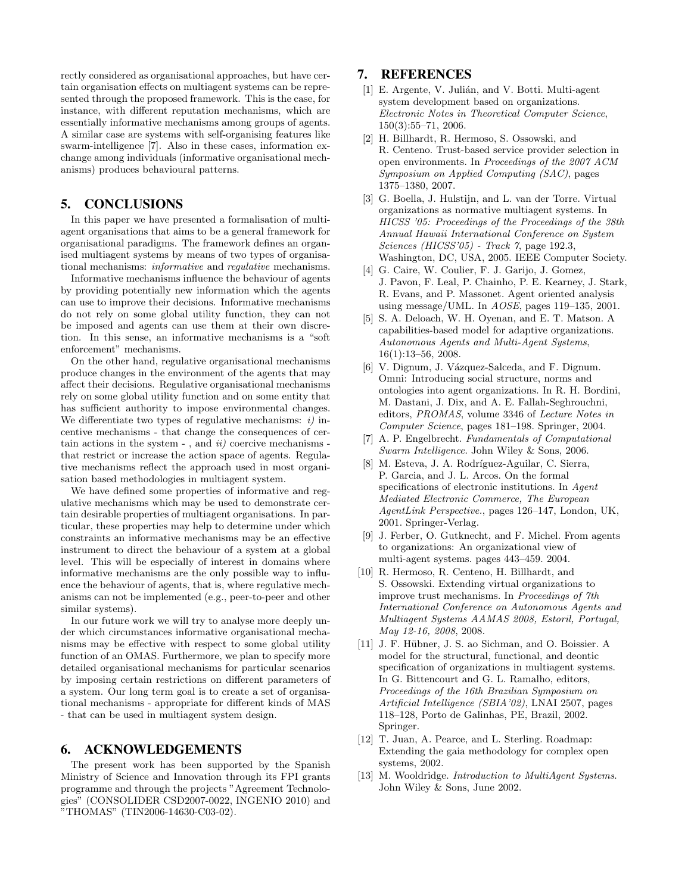rectly considered as organisational approaches, but have certain organisation effects on multiagent systems can be represented through the proposed framework. This is the case, for instance, with different reputation mechanisms, which are essentially informative mechanisms among groups of agents. A similar case are systems with self-organising features like swarm-intelligence [7]. Also in these cases, information exchange among individuals (informative organisational mechanisms) produces behavioural patterns.

## 5. CONCLUSIONS

In this paper we have presented a formalisation of multiagent organisations that aims to be a general framework for organisational paradigms. The framework defines an organised multiagent systems by means of two types of organisational mechanisms: *informative* and *regulative* mechanisms.

Informative mechanisms influence the behaviour of agents by providing potentially new information which the agents can use to improve their decisions. Informative mechanisms do not rely on some global utility function, they can not be imposed and agents can use them at their own discretion. In this sense, an informative mechanisms is a "soft enforcement" mechanisms.

On the other hand, regulative organisational mechanisms produce changes in the environment of the agents that may affect their decisions. Regulative organisational mechanisms rely on some global utility function and on some entity that has sufficient authority to impose environmental changes. We differentiate two types of regulative mechanisms: *i)* incentive mechanisms - that change the consequences of certain actions in the system - , and *ii)* coercive mechanisms - that restrict or increase the action space of agents. Regulative mechanisms reflect the approach used in most organisation based methodologies in multiagent system.

We have defined some properties of informative and regulative mechanisms which may be used to demonstrate certain desirable properties of multiagent organisations. In particular, these properties may help to determine under which constraints an informative mechanisms may be an effective instrument to direct the behaviour of a system at a global level. This will be especially of interest in domains where informative mechanisms are the only possible way to influence the behaviour of agents, that is, where regulative mechanisms can not be implemented (e.g., peer-to-peer and other similar systems).

In our future work we will try to analyse more deeply under which circumstances informative organisational mechanisms may be effective with respect to some global utility function of an OMAS. Furthermore, we plan to specify more detailed organisational mechanisms for particular scenarios by imposing certain restrictions on different parameters of a system. Our long term goal is to create a set of organisational mechanisms - appropriate for different kinds of MAS - that can be used in multiagent system design.

## 6. ACKNOWLEDGEMENTS

The present work has been supported by the Spanish Ministry of Science and Innovation through its FPI grants programme and through the projects "Agreement Technologies" (CONSOLIDER CSD2007-0022, INGENIO 2010) and "THOMAS" (TIN2006-14630-C03-02).

## 7. REFERENCES

[1] E. Argente, V. Julián, and V. Botti. Multi-agent system development based on organizations. *Electronic Notes in Theoretical Computer Science*, 150(3):55–71, 2006.

[2] H. Billhardt, R. Hermoso, S. Ossowski, and R. Centeno. Trust-based service provider selection in open environments. In *Proceedings of the 2007 ACM Symposium on Applied Computing (SAC)*, pages 1375–1380, 2007.

[3] G. Boella, J. Hulstijn, and L. van der Torre. Virtual organizations as normative multiagent systems. In *HICSS '05: Proceedings of the Proceedings of the 38th Annual Hawaii International Conference on System Sciences (HICSS'05) - Track 7*, page 192.3, Washington, DC, USA, 2005. IEEE Computer Society.

[4] G. Caire, W. Coulier, F. J. Garijo, J. Gomez, J. Pavon, F. Leal, P. Chainho, P. E. Kearney, J. Stark, R. Evans, and P. Massonet. Agent oriented analysis using message/UML. In *AOSE*, pages 119–135, 2001.

[5] S. A. Deloach, W. H. Oyenan, and E. T. Matson. A capabilities-based model for adaptive organizations. *Autonomous Agents and Multi-Agent Systems*, 16(1):13–56, 2008.

[6] V. Dignum, J. Vázquez-Salceda, and F. Dignum. Omni: Introducing social structure, norms and ontologies into agent organizations. In R. H. Bordini, M. Dastani, J. Dix, and A. E. Fallah-Seghrouchni, editors, *PROMAS*, volume 3346 of *Lecture Notes in Computer Science*, pages 181–198. Springer, 2004.

[7] A. P. Engelbrecht. *Fundamentals of Computational Swarm Intelligence*. John Wiley & Sons, 2006.

[8] M. Esteva, J. A. Rodríguez-Aguilar, C. Sierra, P. Garcia, and J. L. Arcos. On the formal specifications of electronic institutions. In *Agent Mediated Electronic Commerce, The European AgentLink Perspective.*, pages 126–147, London, UK, 2001. Springer-Verlag.

[9] J. Ferber, O. Gutknecht, and F. Michel. From agents to organizations: An organizational view of multi-agent systems. pages 443–459. 2004.

[10] R. Hermoso, R. Centeno, H. Billhardt, and S. Ossowski. Extending virtual organizations to improve trust mechanisms. In *Proceedings of 7th International Conference on Autonomous Agents and Multiagent Systems AAMAS 2008, Estoril, Portugal, May 12-16, 2008*, 2008.

[11] J. F. Hübner, J. S. ao Sichman, and O. Boissier. A model for the structural, functional, and deontic specification of organizations in multiagent systems. In G. Bittencourt and G. L. Ramalho, editors, *Proceedings of the 16th Brazilian Symposium on Artificial Intelligence (SBIA'02)*, LNAI 2507, pages 118–128, Porto de Galinhas, PE, Brazil, 2002. Springer.

[12] T. Juan, A. Pearce, and L. Sterling. Roadmap: Extending the gaia methodology for complex open systems, 2002.

[13] M. Wooldridge. *Introduction to MultiAgent Systems*. John Wiley & Sons, June 2002.